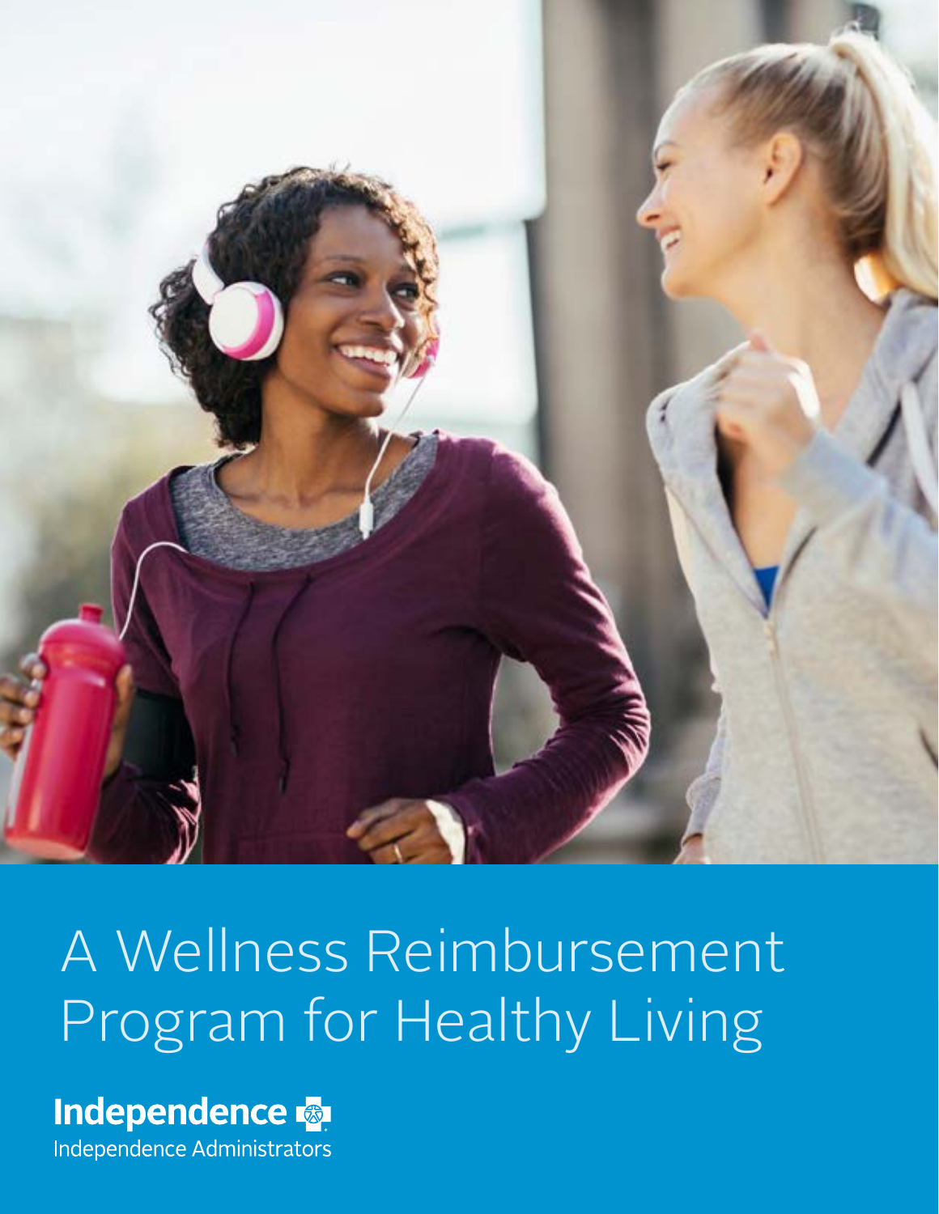# A Wellness Reimbursement Program for Healthy Living

Independence

Independence Administrators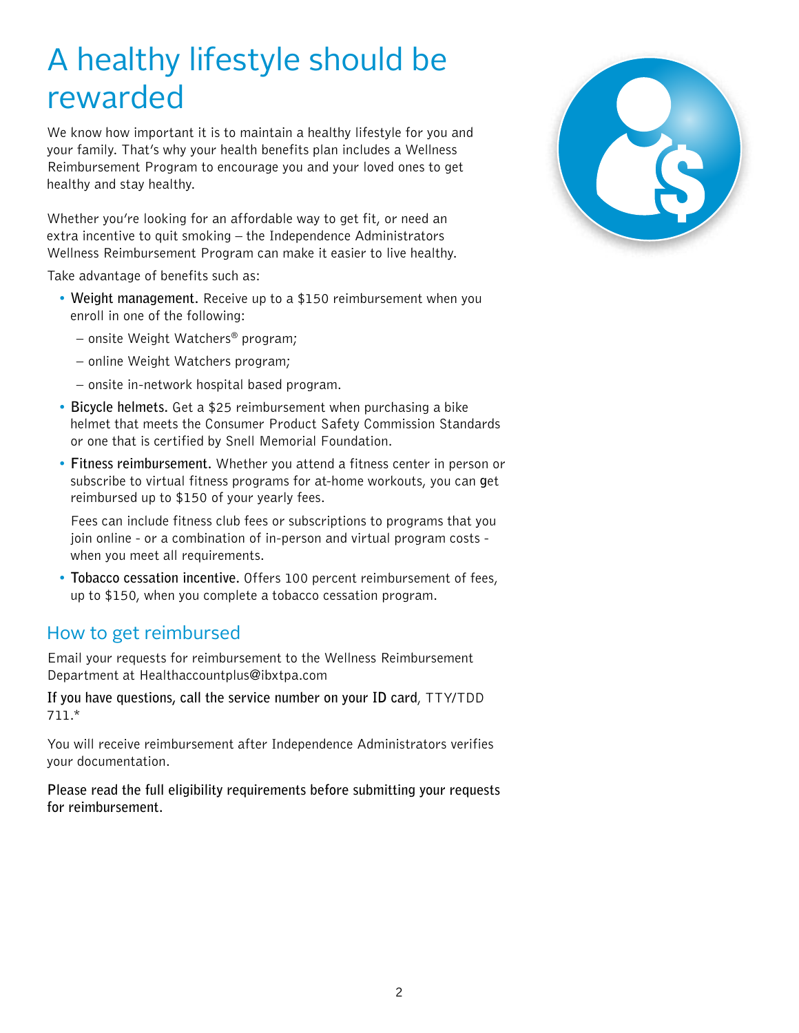# A healthy lifestyle should be rewarded

We know how important it is to maintain a healthy lifestyle for you and your family. That's why your health benefits plan includes a Wellness Reimbursement Program to encourage you and your loved ones to get healthy and stay healthy.

Whether you're looking for an affordable way to get fit, or need an extra incentive to quit smoking – the Independence Administrators Wellness Reimbursement Program can make it easier to live healthy.

Take advantage of benefits such as:

- **Weight management.** Receive up to a $150 reimbursement when you enroll in one of the following:
  - onsite Weight Watchers® program;
  - online Weight Watchers program;
  - onsite in-network hospital based program.
- **Bicycle helmets.** Get a $25 reimbursement when purchasing a bike helmet that meets the Consumer Product Safety Commission Standards or one that is certified by Snell Memorial Foundation.
- **Fitness reimbursement.** Whether you attend a fitness center in person or subscribe to virtual fitness programs for at-home workouts, you can get reimbursed up to $150 of your yearly fees.

  Fees can include fitness club fees or subscriptions to programs that you join online - or a combination of in-person and virtual program costs - when you meet all requirements.
- **Tobacco cessation incentive.** Offers 100 percent reimbursement of fees, up to $150, when you complete a tobacco cessation program.

## How to get reimbursed

Email your requests for reimbursement to the Wellness Reimbursement Department at Healthaccountplus@ibxtpa.com

**If you have questions, call the service number on your ID card**, TTY/TDD 711.*

You will receive reimbursement after Independence Administrators verifies your documentation.

**Please read the full eligibility requirements before submitting your requests for reimbursement.**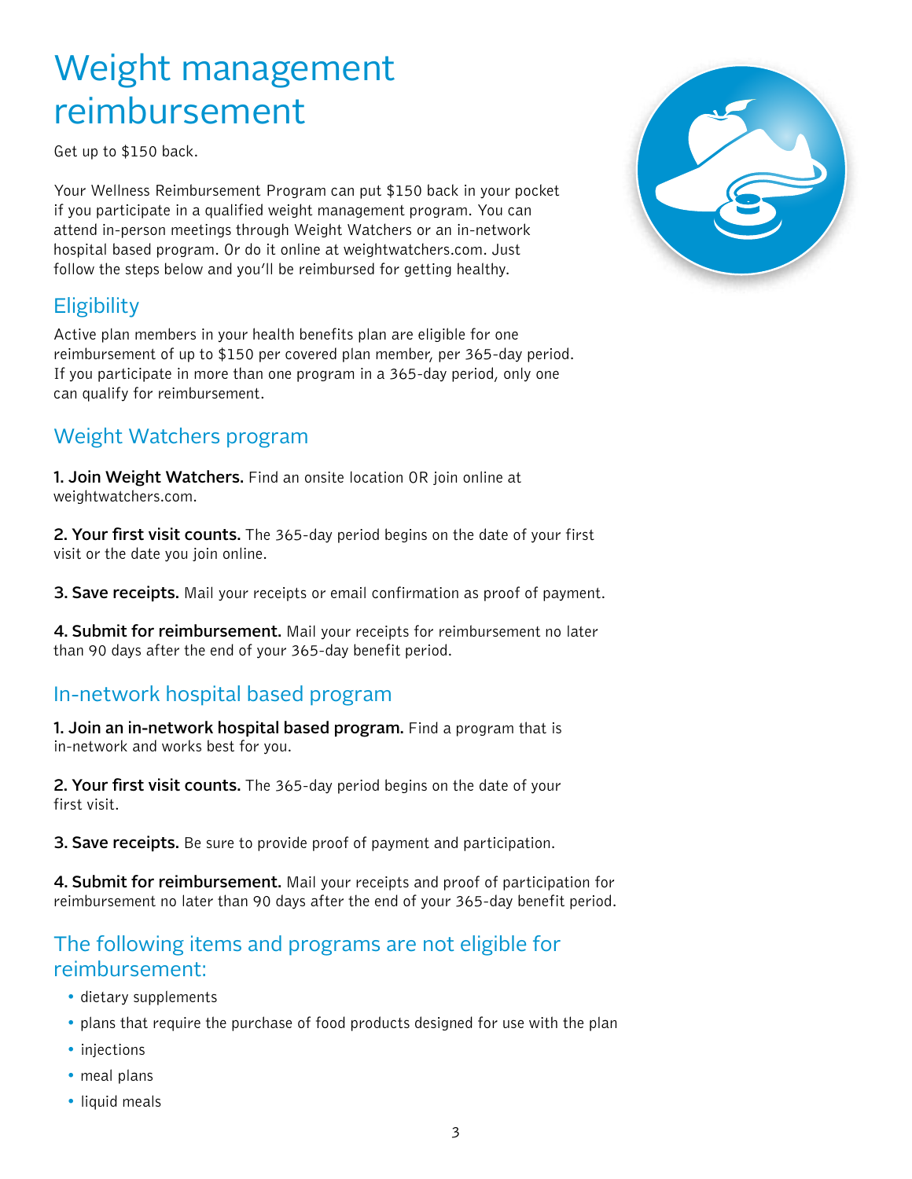# Weight management reimbursement

Get up to $150 back.

Your Wellness Reimbursement Program can put $150 back in your pocket if you participate in a qualified weight management program. You can attend in-person meetings through Weight Watchers or an in-network hospital based program. Or do it online at weightwatchers.com. Just follow the steps below and you'll be reimbursed for getting healthy.

## Eligibility

Active plan members in your health benefits plan are eligible for one reimbursement of up to $150 per covered plan member, per 365-day period. If you participate in more than one program in a 365-day period, only one can qualify for reimbursement.

## Weight Watchers program

**1. Join Weight Watchers.** Find an onsite location OR join online at weightwatchers.com.

**2. Your first visit counts.** The 365-day period begins on the date of your first visit or the date you join online.

**3. Save receipts.** Mail your receipts or email confirmation as proof of payment.

**4. Submit for reimbursement.** Mail your receipts for reimbursement no later than 90 days after the end of your 365-day benefit period.

## In-network hospital based program

**1. Join an in-network hospital based program.** Find a program that is in-network and works best for you.

**2. Your first visit counts.** The 365-day period begins on the date of your first visit.

**3. Save receipts.** Be sure to provide proof of payment and participation.

**4. Submit for reimbursement.** Mail your receipts and proof of participation for reimbursement no later than 90 days after the end of your 365-day benefit period.

## The following items and programs are not eligible for reimbursement:

- dietary supplements
- plans that require the purchase of food products designed for use with the plan
- injections
- meal plans
- liquid meals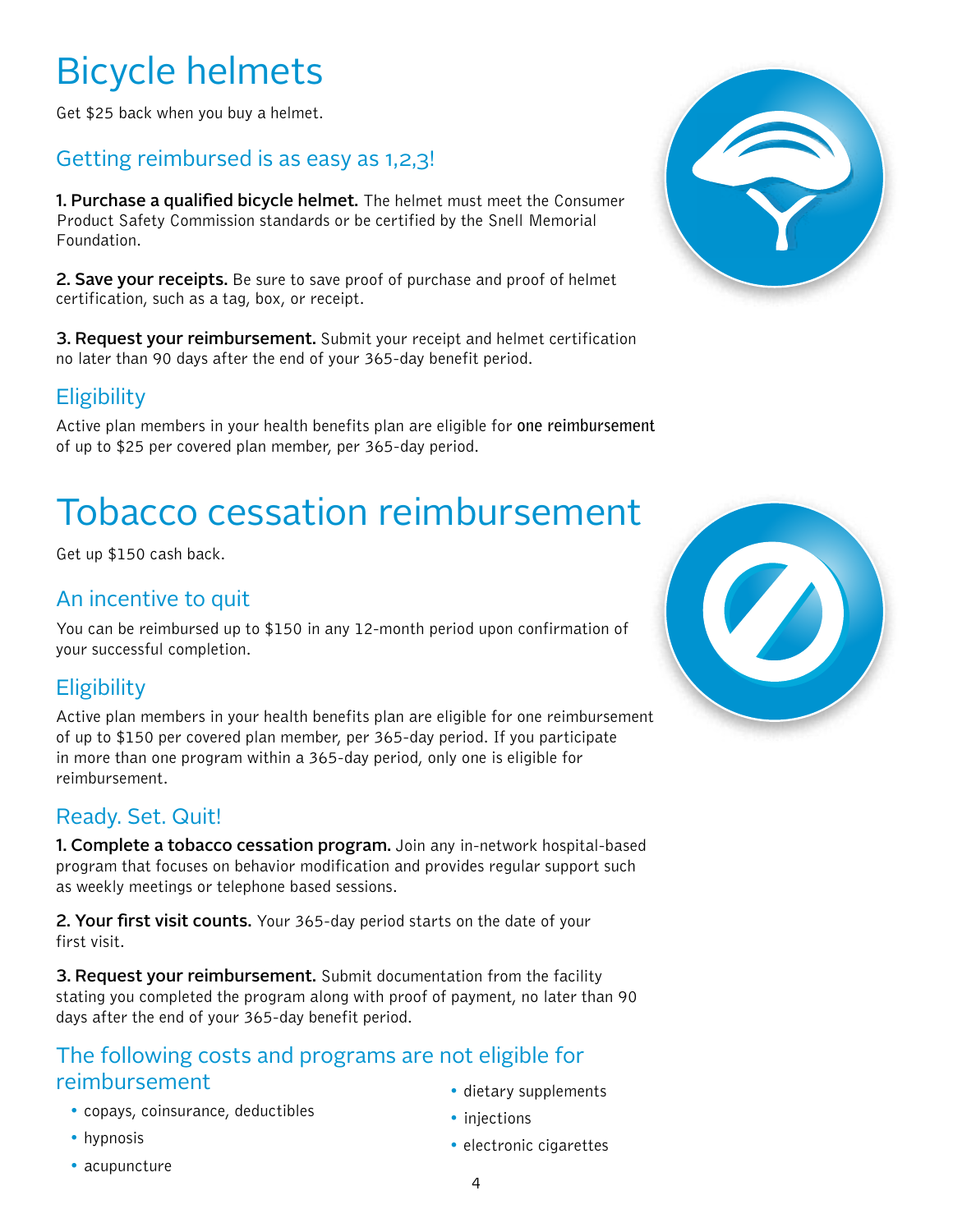# Bicycle helmets

Get $25 back when you buy a helmet.

## Getting reimbursed is as easy as 1,2,3!

**1. Purchase a qualified bicycle helmet.** The helmet must meet the Consumer Product Safety Commission standards or be certified by the Snell Memorial Foundation.

**2. Save your receipts.** Be sure to save proof of purchase and proof of helmet certification, such as a tag, box, or receipt.

**3. Request your reimbursement.** Submit your receipt and helmet certification no later than 90 days after the end of your 365-day benefit period.

## Eligibility

Active plan members in your health benefits plan are eligible for **one reimbursement** of up to $25 per covered plan member, per 365-day period.

# Tobacco cessation reimbursement

Get up $150 cash back.

## An incentive to quit

You can be reimbursed up to $150 in any 12-month period upon confirmation of your successful completion.

## Eligibility

Active plan members in your health benefits plan are eligible for one reimbursement of up to $150 per covered plan member, per 365-day period. If you participate in more than one program within a 365-day period, only one is eligible for reimbursement.

## Ready. Set. Quit!

**1. Complete a tobacco cessation program.** Join any in-network hospital-based program that focuses on behavior modification and provides regular support such as weekly meetings or telephone based sessions.

**2. Your first visit counts.** Your 365-day period starts on the date of your first visit.

**3. Request your reimbursement.** Submit documentation from the facility stating you completed the program along with proof of payment, no later than 90 days after the end of your 365-day benefit period.

## The following costs and programs are not eligible for reimbursement

- copays, coinsurance, deductibles
- hypnosis
- acupuncture
- dietary supplements
- injections
- electronic cigarettes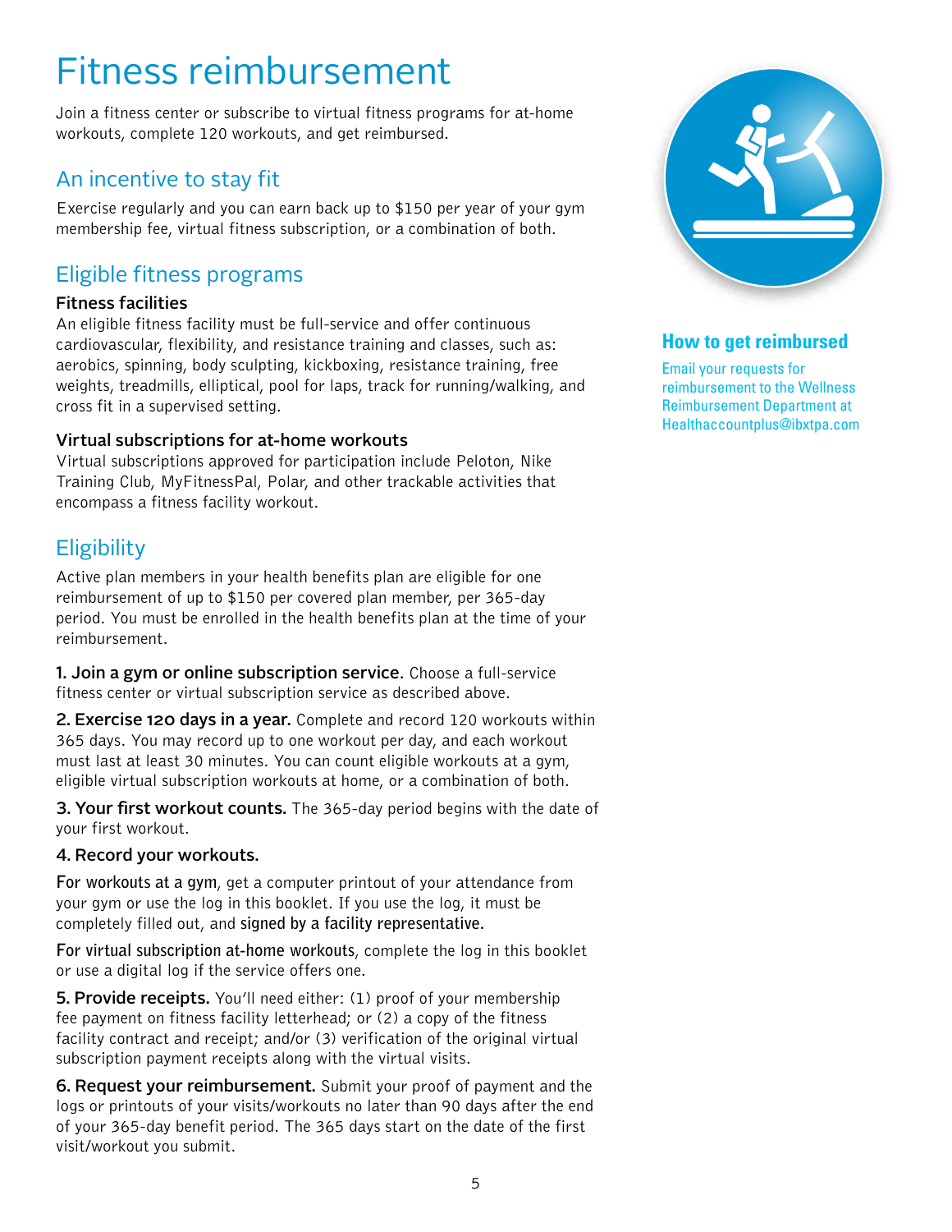# Fitness reimbursement

Join a fitness center or subscribe to virtual fitness programs for at-home workouts, complete 120 workouts, and get reimbursed.

## An incentive to stay fit

Exercise regularly and you can earn back up to $150 per year of your gym membership fee, virtual fitness subscription, or a combination of both.

## Eligible fitness programs

**Fitness facilities**
An eligible fitness facility must be full-service and offer continuous cardiovascular, flexibility, and resistance training and classes, such as: aerobics, spinning, body sculpting, kickboxing, resistance training, free weights, treadmills, elliptical, pool for laps, track for running/walking, and cross fit in a supervised setting.

**Virtual subscriptions for at-home workouts**
Virtual subscriptions approved for participation include Peloton, Nike Training Club, MyFitnessPal, Polar, and other trackable activities that encompass a fitness facility workout.

## Eligibility

Active plan members in your health benefits plan are eligible for one reimbursement of up to $150 per covered plan member, per 365-day period. You must be enrolled in the health benefits plan at the time of your reimbursement.

**1. Join a gym or online subscription service.** Choose a full-service fitness center or virtual subscription service as described above.

**2. Exercise 120 days in a year.** Complete and record 120 workouts within 365 days. You may record up to one workout per day, and each workout must last at least 30 minutes. You can count eligible workouts at a gym, eligible virtual subscription workouts at home, or a combination of both.

**3. Your first workout counts.** The 365-day period begins with the date of your first workout.

**4. Record your workouts.**

**For workouts at a gym**, get a computer printout of your attendance from your gym or use the log in this booklet. If you use the log, it must be completely filled out, and **signed by a facility representative.**

**For virtual subscription at-home workouts**, complete the log in this booklet or use a digital log if the service offers one.

**5. Provide receipts.** You'll need either: (1) proof of your membership fee payment on fitness facility letterhead; or (2) a copy of the fitness facility contract and receipt; and/or (3) verification of the original virtual subscription payment receipts along with the virtual visits.

**6. Request your reimbursement.** Submit your proof of payment and the logs or printouts of your visits/workouts no later than 90 days after the end of your 365-day benefit period. The 365 days start on the date of the first visit/workout you submit.

## How to get reimbursed

Email your requests for reimbursement to the Wellness Reimbursement Department at Healthaccountplus@ibxtpa.com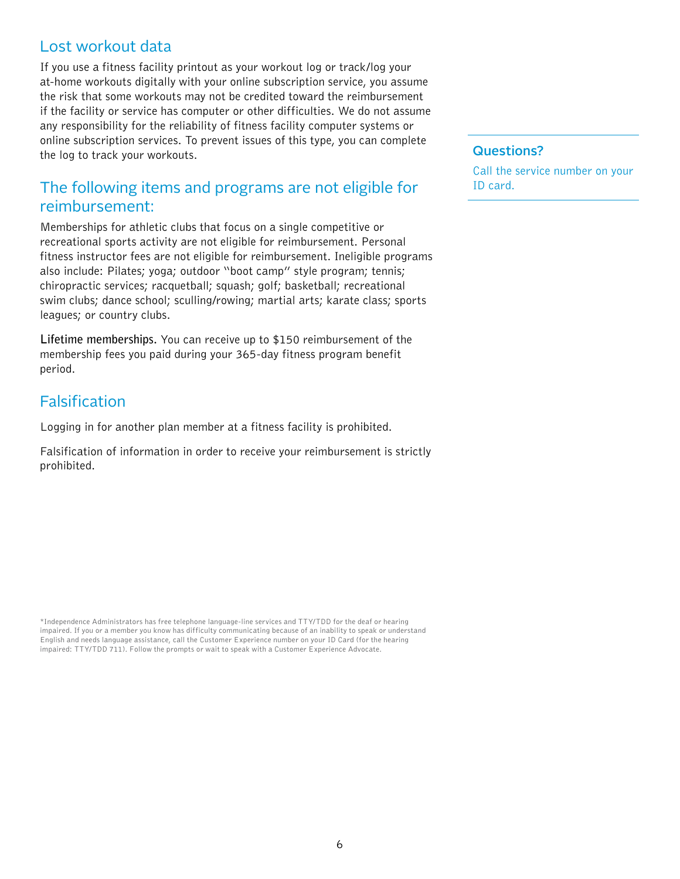## Lost workout data

If you use a fitness facility printout as your workout log or track/log your at-home workouts digitally with your online subscription service, you assume the risk that some workouts may not be credited toward the reimbursement if the facility or service has computer or other difficulties. We do not assume any responsibility for the reliability of fitness facility computer systems or online subscription services. To prevent issues of this type, you can complete the log to track your workouts.

## The following items and programs are not eligible for reimbursement:

Memberships for athletic clubs that focus on a single competitive or recreational sports activity are not eligible for reimbursement. Personal fitness instructor fees are not eligible for reimbursement. Ineligible programs also include: Pilates; yoga; outdoor "boot camp" style program; tennis; chiropractic services; racquetball; squash; golf; basketball; recreational swim clubs; dance school; sculling/rowing; martial arts; karate class; sports leagues; or country clubs.

**Lifetime memberships.** You can receive up to $150 reimbursement of the membership fees you paid during your 365-day fitness program benefit period.

## Falsification

Logging in for another plan member at a fitness facility is prohibited.

Falsification of information in order to receive your reimbursement is strictly prohibited.

**Questions?**

Call the service number on your ID card.

*Independence Administrators has free telephone language-line services and TTY/TDD for the deaf or hearing impaired. If you or a member you know has difficulty communicating because of an inability to speak or understand English and needs language assistance, call the Customer Experience number on your ID Card (for the hearing impaired: TTY/TDD 711). Follow the prompts or wait to speak with a Customer Experience Advocate.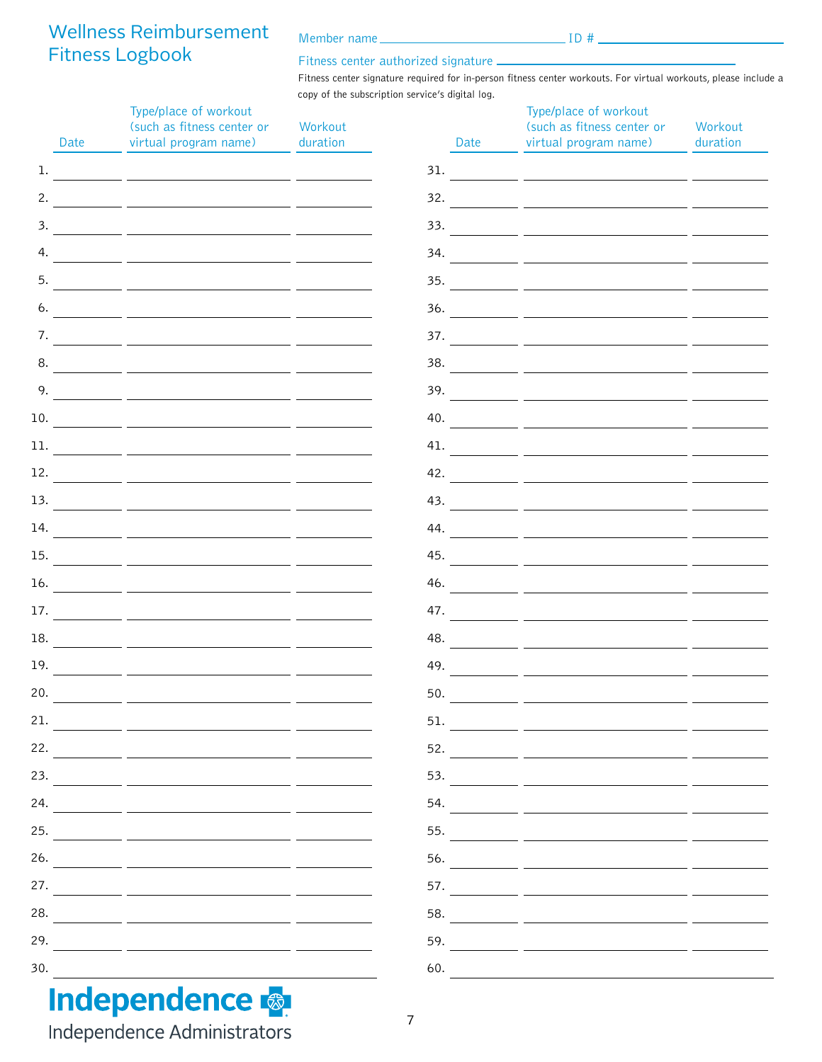# Wellness Reimbursement Fitness Logbook

Member name ______________________ ID # ______________________

Fitness center authorized signature ______________________

Fitness center signature required for in-person fitness center workouts. For virtual workouts, please include a copy of the subscription service's digital log.

| | Date | Type/place of workout (such as fitness center or virtual program name) | Workout duration |
|---|---|---|---|
| 1. | | | |
| 2. | | | |
| 3. | | | |
| 4. | | | |
| 5. | | | |
| 6. | | | |
| 7. | | | |
| 8. | | | |
| 9. | | | |
| 10. | | | |
| 11. | | | |
| 12. | | | |
| 13. | | | |
| 14. | | | |
| 15. | | | |
| 16. | | | |
| 17. | | | |
| 18. | | | |
| 19. | | | |
| 20. | | | |
| 21. | | | |
| 22. | | | |
| 23. | | | |
| 24. | | | |
| 25. | | | |
| 26. | | | |
| 27. | | | |
| 28. | | | |
| 29. | | | |
| 30. | | | |
| 31. | | | |
| 32. | | | |
| 33. | | | |
| 34. | | | |
| 35. | | | |
| 36. | | | |
| 37. | | | |
| 38. | | | |
| 39. | | | |
| 40. | | | |
| 41. | | | |
| 42. | | | |
| 43. | | | |
| 44. | | | |
| 45. | | | |
| 46. | | | |
| 47. | | | |
| 48. | | | |
| 49. | | | |
| 50. | | | |
| 51. | | | |
| 52. | | | |
| 53. | | | |
| 54. | | | |
| 55. | | | |
| 56. | | | |
| 57. | | | |
| 58. | | | |
| 59. | | | |
| 60. | | | |

Independence

Independence Administrators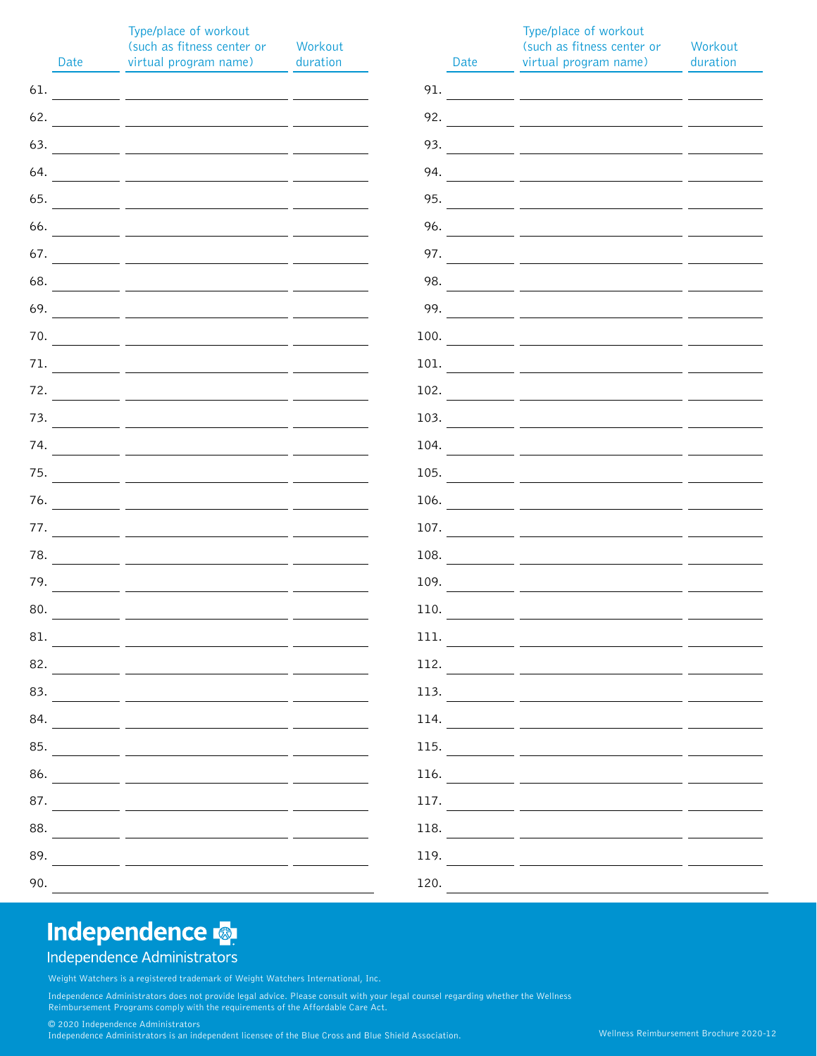| | Date | Type/place of workout (such as fitness center or virtual program name) | Workout duration |
|---|---|---|---|
| 61. | | | |
| 62. | | | |
| 63. | | | |
| 64. | | | |
| 65. | | | |
| 66. | | | |
| 67. | | | |
| 68. | | | |
| 69. | | | |
| 70. | | | |
| 71. | | | |
| 72. | | | |
| 73. | | | |
| 74. | | | |
| 75. | | | |
| 76. | | | |
| 77. | | | |
| 78. | | | |
| 79. | | | |
| 80. | | | |
| 81. | | | |
| 82. | | | |
| 83. | | | |
| 84. | | | |
| 85. | | | |
| 86. | | | |
| 87. | | | |
| 88. | | | |
| 89. | | | |
| 90. | | | |

| | Date | Type/place of workout (such as fitness center or virtual program name) | Workout duration |
|---|---|---|---|
| 91. | | | |
| 92. | | | |
| 93. | | | |
| 94. | | | |
| 95. | | | |
| 96. | | | |
| 97. | | | |
| 98. | | | |
| 99. | | | |
| 100. | | | |
| 101. | | | |
| 102. | | | |
| 103. | | | |
| 104. | | | |
| 105. | | | |
| 106. | | | |
| 107. | | | |
| 108. | | | |
| 109. | | | |
| 110. | | | |
| 111. | | | |
| 112. | | | |
| 113. | | | |
| 114. | | | |
| 115. | | | |
| 116. | | | |
| 117. | | | |
| 118. | | | |
| 119. | | | |
| 120. | | | |

**Independence**

Independence Administrators

Weight Watchers is a registered trademark of Weight Watchers International, Inc.

Independence Administrators does not provide legal advice. Please consult with your legal counsel regarding whether the Wellness Reimbursement Programs comply with the requirements of the Affordable Care Act.

© 2020 Independence Administrators
Independence Administrators is an independent licensee of the Blue Cross and Blue Shield Association.

Wellness Reimbursement Brochure 2020-12